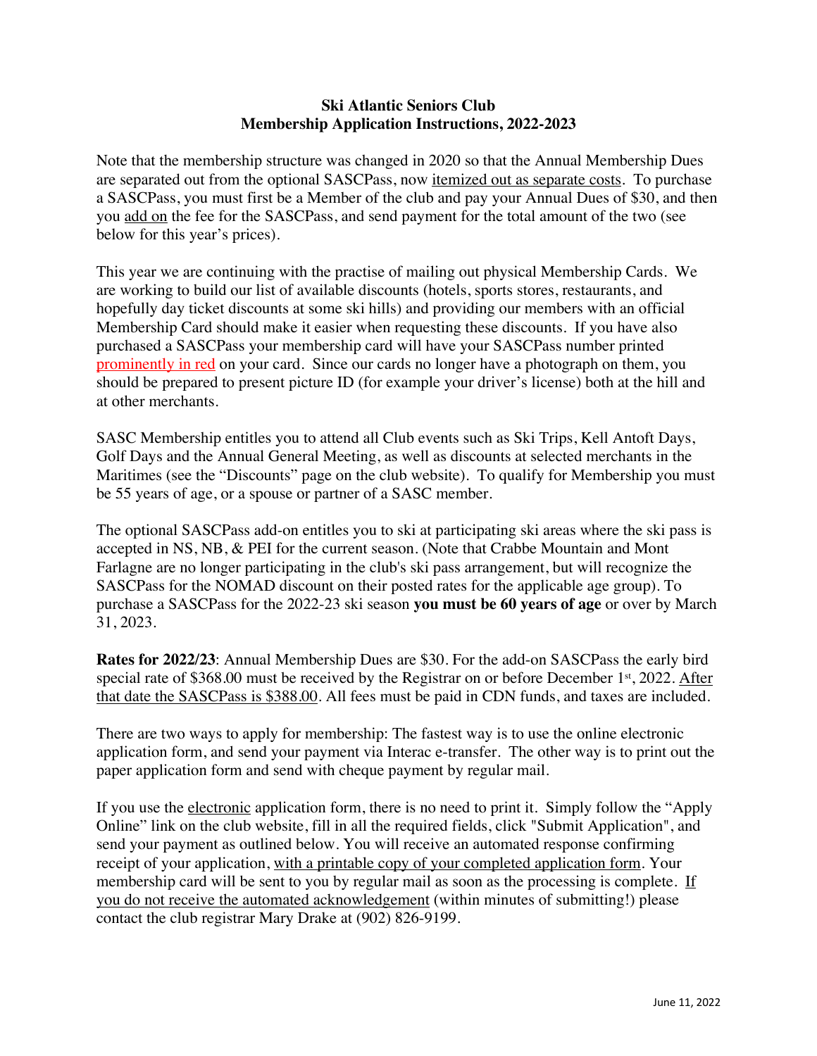**Ski Atlantic Seniors Club**
**Membership Application Instructions, 2022-2023**

Note that the membership structure was changed in 2020 so that the Annual Membership Dues are separated out from the optional SASCPass, now itemized out as separate costs. To purchase a SASCPass, you must first be a Member of the club and pay your Annual Dues of $30, and then you add on the fee for the SASCPass, and send payment for the total amount of the two (see below for this year's prices).

This year we are continuing with the practise of mailing out physical Membership Cards. We are working to build our list of available discounts (hotels, sports stores, restaurants, and hopefully day ticket discounts at some ski hills) and providing our members with an official Membership Card should make it easier when requesting these discounts. If you have also purchased a SASCPass your membership card will have your SASCPass number printed prominently in red on your card. Since our cards no longer have a photograph on them, you should be prepared to present picture ID (for example your driver's license) both at the hill and at other merchants.

SASC Membership entitles you to attend all Club events such as Ski Trips, Kell Antoft Days, Golf Days and the Annual General Meeting, as well as discounts at selected merchants in the Maritimes (see the "Discounts" page on the club website). To qualify for Membership you must be 55 years of age, or a spouse or partner of a SASC member.

The optional SASCPass add-on entitles you to ski at participating ski areas where the ski pass is accepted in NS, NB, & PEI for the current season. (Note that Crabbe Mountain and Mont Farlagne are no longer participating in the club's ski pass arrangement, but will recognize the SASCPass for the NOMAD discount on their posted rates for the applicable age group). To purchase a SASCPass for the 2022-23 ski season **you must be 60 years of age** or over by March 31, 2023.

**Rates for 2022/23**: Annual Membership Dues are $30. For the add-on SASCPass the early bird special rate of $368.00 must be received by the Registrar on or before December 1st, 2022. After that date the SASCPass is $388.00. All fees must be paid in CDN funds, and taxes are included.

There are two ways to apply for membership: The fastest way is to use the online electronic application form, and send your payment via Interac e-transfer. The other way is to print out the paper application form and send with cheque payment by regular mail.

If you use the electronic application form, there is no need to print it. Simply follow the "Apply Online" link on the club website, fill in all the required fields, click "Submit Application", and send your payment as outlined below. You will receive an automated response confirming receipt of your application, with a printable copy of your completed application form. Your membership card will be sent to you by regular mail as soon as the processing is complete. If you do not receive the automated acknowledgement (within minutes of submitting!) please contact the club registrar Mary Drake at (902) 826-9199.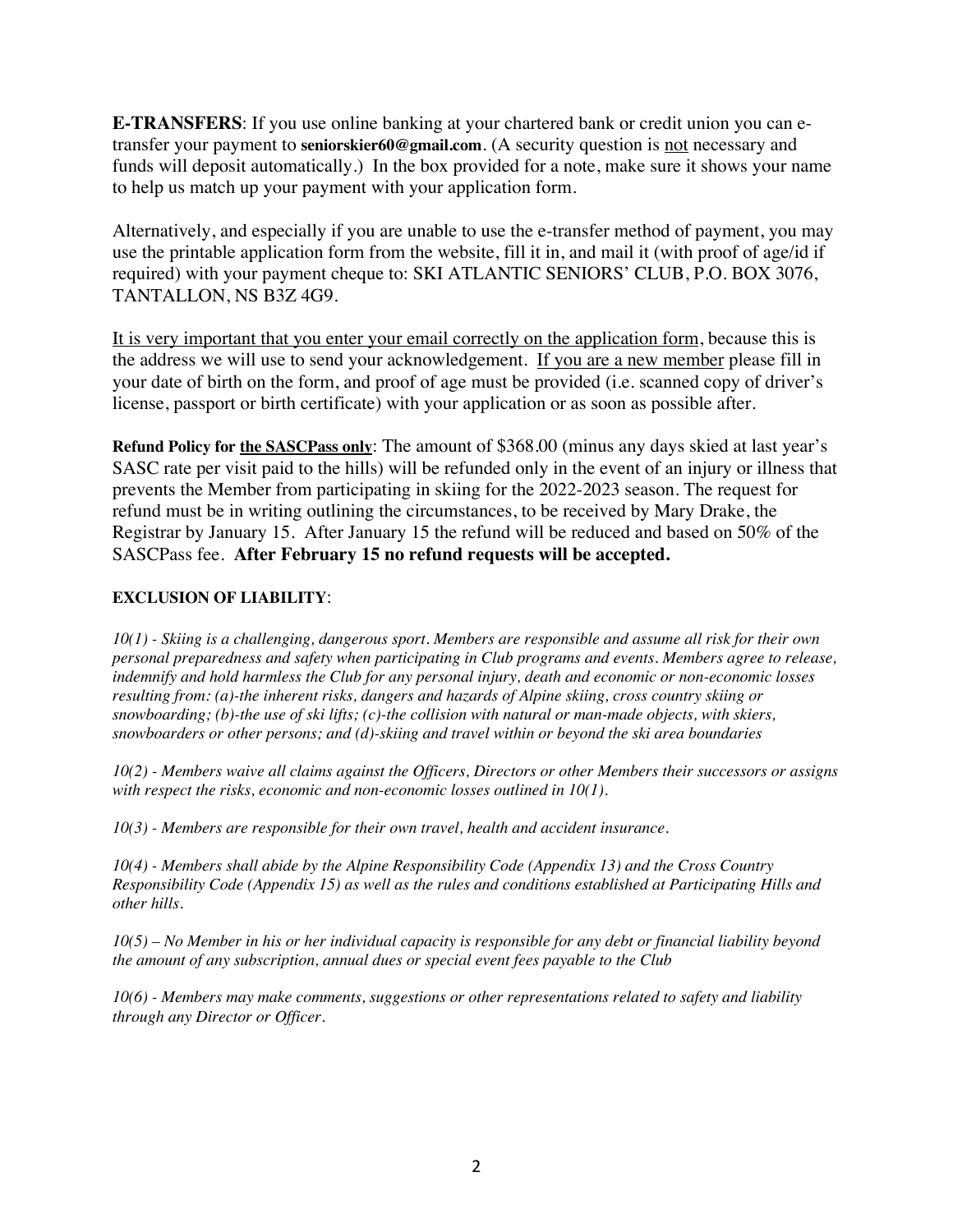**E-TRANSFERS**: If you use online banking at your chartered bank or credit union you can e-transfer your payment to **seniorskier60@gmail.com**. (A security question is not necessary and funds will deposit automatically.) In the box provided for a note, make sure it shows your name to help us match up your payment with your application form.

Alternatively, and especially if you are unable to use the e-transfer method of payment, you may use the printable application form from the website, fill it in, and mail it (with proof of age/id if required) with your payment cheque to: SKI ATLANTIC SENIORS' CLUB, P.O. BOX 3076, TANTALLON, NS B3Z 4G9.

It is very important that you enter your email correctly on the application form, because this is the address we will use to send your acknowledgement. If you are a new member please fill in your date of birth on the form, and proof of age must be provided (i.e. scanned copy of driver's license, passport or birth certificate) with your application or as soon as possible after.

**Refund Policy for the SASCPass only**: The amount of $368.00 (minus any days skied at last year's SASC rate per visit paid to the hills) will be refunded only in the event of an injury or illness that prevents the Member from participating in skiing for the 2022-2023 season. The request for refund must be in writing outlining the circumstances, to be received by Mary Drake, the Registrar by January 15. After January 15 the refund will be reduced and based on 50% of the SASCPass fee. **After February 15 no refund requests will be accepted.**

**EXCLUSION OF LIABILITY**:

*10(1) - Skiing is a challenging, dangerous sport. Members are responsible and assume all risk for their own personal preparedness and safety when participating in Club programs and events. Members agree to release, indemnify and hold harmless the Club for any personal injury, death and economic or non-economic losses resulting from: (a)-the inherent risks, dangers and hazards of Alpine skiing, cross country skiing or snowboarding; (b)-the use of ski lifts; (c)-the collision with natural or man-made objects, with skiers, snowboarders or other persons; and (d)-skiing and travel within or beyond the ski area boundaries*

*10(2) - Members waive all claims against the Officers, Directors or other Members their successors or assigns with respect the risks, economic and non-economic losses outlined in 10(1).*

*10(3) - Members are responsible for their own travel, health and accident insurance.*

*10(4) - Members shall abide by the Alpine Responsibility Code (Appendix 13) and the Cross Country Responsibility Code (Appendix 15) as well as the rules and conditions established at Participating Hills and other hills.*

*10(5) – No Member in his or her individual capacity is responsible for any debt or financial liability beyond the amount of any subscription, annual dues or special event fees payable to the Club*

*10(6) - Members may make comments, suggestions or other representations related to safety and liability through any Director or Officer.*